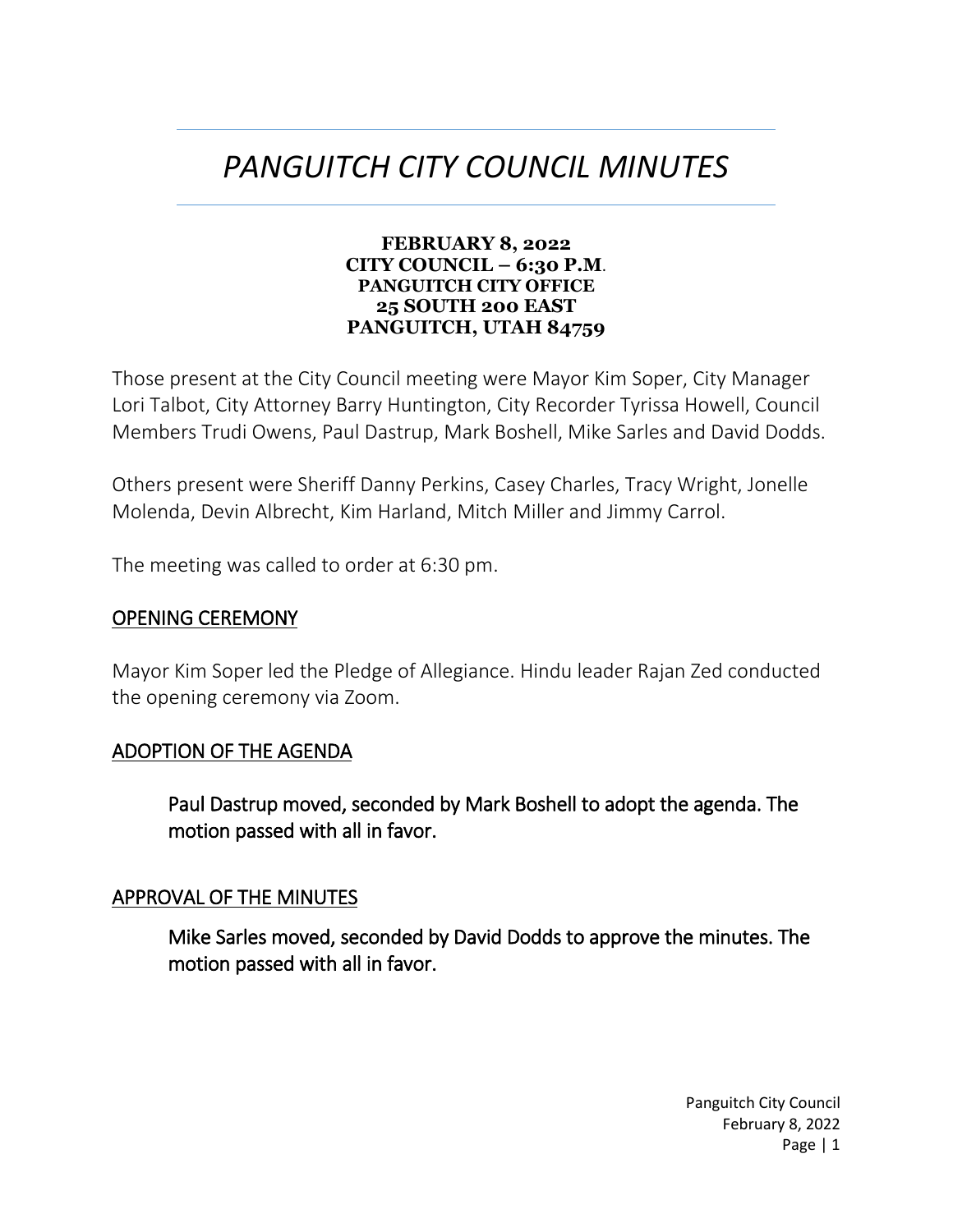# *PANGUITCH CITY COUNCIL MINUTES*

**FEBRUARY 8, 2022**
**CITY COUNCIL – 6:30 P.M.**
**PANGUITCH CITY OFFICE**
**25 SOUTH 200 EAST**
**PANGUITCH, UTAH 84759**

Those present at the City Council meeting were Mayor Kim Soper, City Manager Lori Talbot, City Attorney Barry Huntington, City Recorder Tyrissa Howell, Council Members Trudi Owens, Paul Dastrup, Mark Boshell, Mike Sarles and David Dodds.

Others present were Sheriff Danny Perkins, Casey Charles, Tracy Wright, Jonelle Molenda, Devin Albrecht, Kim Harland, Mitch Miller and Jimmy Carrol.

The meeting was called to order at 6:30 pm.

## OPENING CEREMONY

Mayor Kim Soper led the Pledge of Allegiance. Hindu leader Rajan Zed conducted the opening ceremony via Zoom.

## ADOPTION OF THE AGENDA

> Paul Dastrup moved, seconded by Mark Boshell to adopt the agenda. The motion passed with all in favor.

## APPROVAL OF THE MINUTES

> Mike Sarles moved, seconded by David Dodds to approve the minutes. The motion passed with all in favor.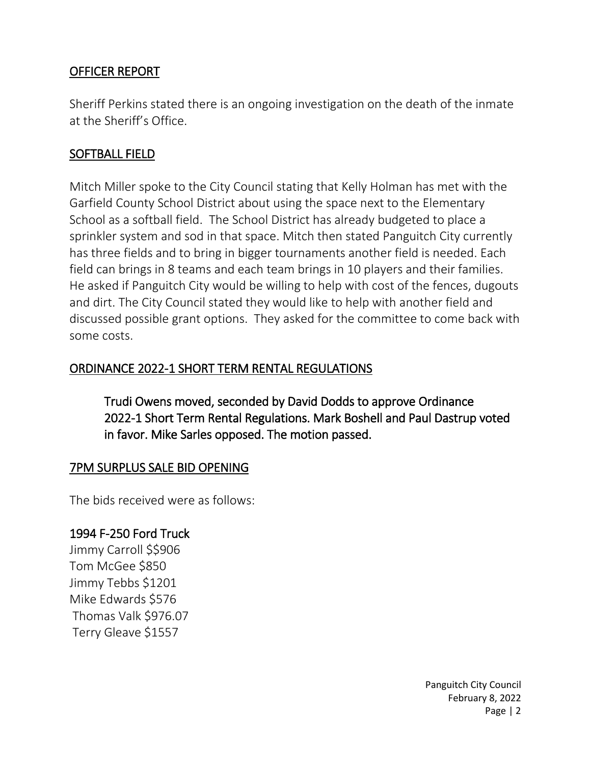## OFFICER REPORT

Sheriff Perkins stated there is an ongoing investigation on the death of the inmate at the Sheriff's Office.

## SOFTBALL FIELD

Mitch Miller spoke to the City Council stating that Kelly Holman has met with the Garfield County School District about using the space next to the Elementary School as a softball field. The School District has already budgeted to place a sprinkler system and sod in that space. Mitch then stated Panguitch City currently has three fields and to bring in bigger tournaments another field is needed. Each field can brings in 8 teams and each team brings in 10 players and their families. He asked if Panguitch City would be willing to help with cost of the fences, dugouts and dirt. The City Council stated they would like to help with another field and discussed possible grant options. They asked for the committee to come back with some costs.

## ORDINANCE 2022-1 SHORT TERM RENTAL REGULATIONS

> Trudi Owens moved, seconded by David Dodds to approve Ordinance 2022-1 Short Term Rental Regulations. Mark Boshell and Paul Dastrup voted in favor. Mike Sarles opposed. The motion passed.

## 7PM SURPLUS SALE BID OPENING

The bids received were as follows:

### 1994 F-250 Ford Truck

Jimmy Carroll $$906
Tom McGee $850
Jimmy Tebbs $1201
Mike Edwards $576
Thomas Valk $976.07
Terry Gleave $1557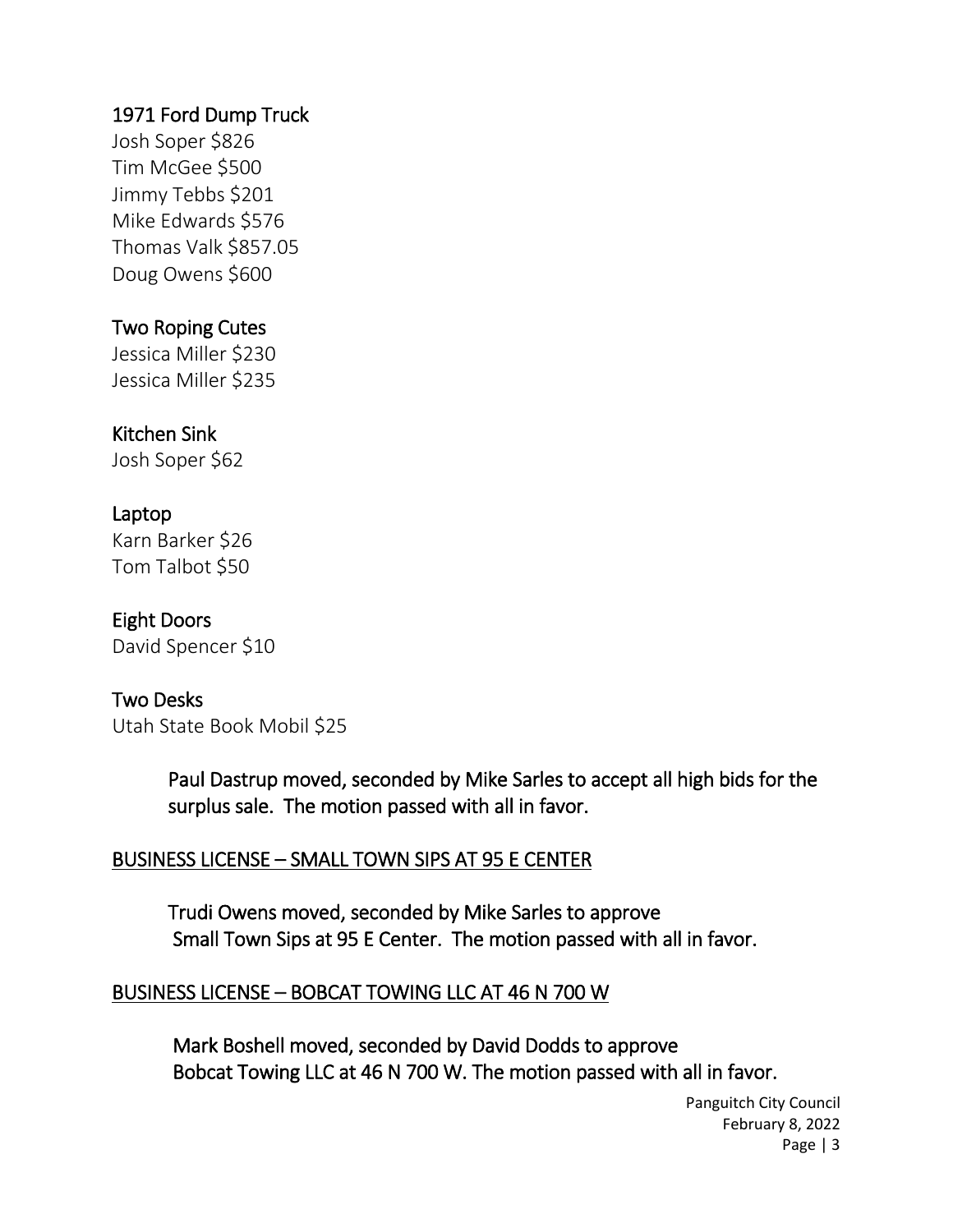1971 Ford Dump Truck
Josh Soper $826
Tim McGee $500
Jimmy Tebbs $201
Mike Edwards $576
Thomas Valk $857.05
Doug Owens $600

Two Roping Cutes
Jessica Miller $230
Jessica Miller $235

Kitchen Sink
Josh Soper $62

Laptop
Karn Barker $26
Tom Talbot $50

Eight Doors
David Spencer $10

Two Desks
Utah State Book Mobil $25

Paul Dastrup moved, seconded by Mike Sarles to accept all high bids for the surplus sale. The motion passed with all in favor.

BUSINESS LICENSE – SMALL TOWN SIPS AT 95 E CENTER

Trudi Owens moved, seconded by Mike Sarles to approve Small Town Sips at 95 E Center. The motion passed with all in favor.

BUSINESS LICENSE – BOBCAT TOWING LLC AT 46 N 700 W

Mark Boshell moved, seconded by David Dodds to approve Bobcat Towing LLC at 46 N 700 W. The motion passed with all in favor.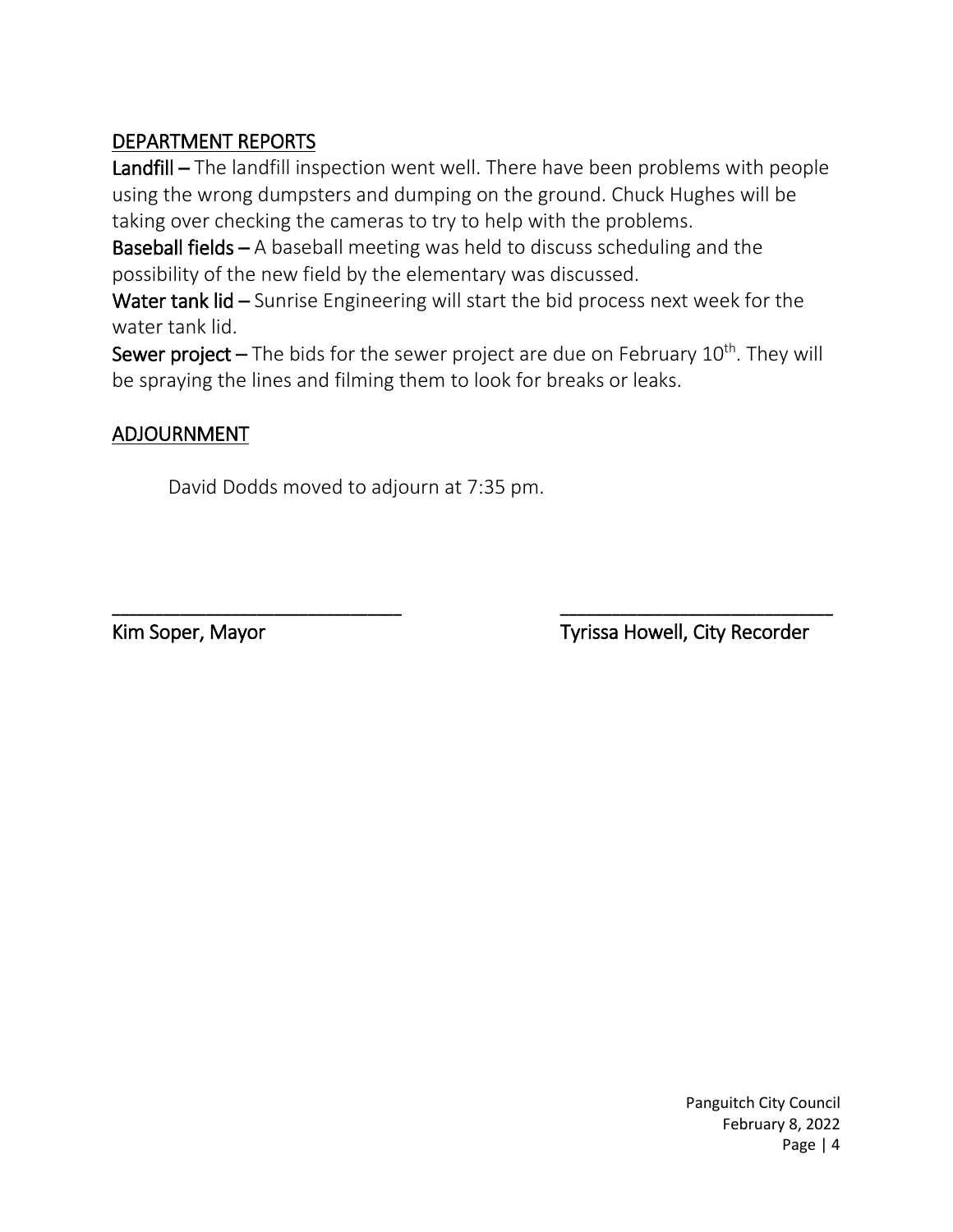## DEPARTMENT REPORTS

**Landfill –** The landfill inspection went well. There have been problems with people using the wrong dumpsters and dumping on the ground. Chuck Hughes will be taking over checking the cameras to try to help with the problems.

**Baseball fields –** A baseball meeting was held to discuss scheduling and the possibility of the new field by the elementary was discussed.

**Water tank lid –** Sunrise Engineering will start the bid process next week for the water tank lid.

**Sewer project –** The bids for the sewer project are due on February 10th. They will be spraying the lines and filming them to look for breaks or leaks.

## ADJOURNMENT

David Dodds moved to adjourn at 7:35 pm.

\_\_\_\_\_\_\_\_\_\_\_\_\_\_\_\_\_\_\_\_\_\_\_\_\_\_\_\_ \_\_\_\_\_\_\_\_\_\_\_\_\_\_\_\_\_\_\_\_\_\_\_\_\_\_\_\_

Kim Soper, Mayor Tyrissa Howell, City Recorder